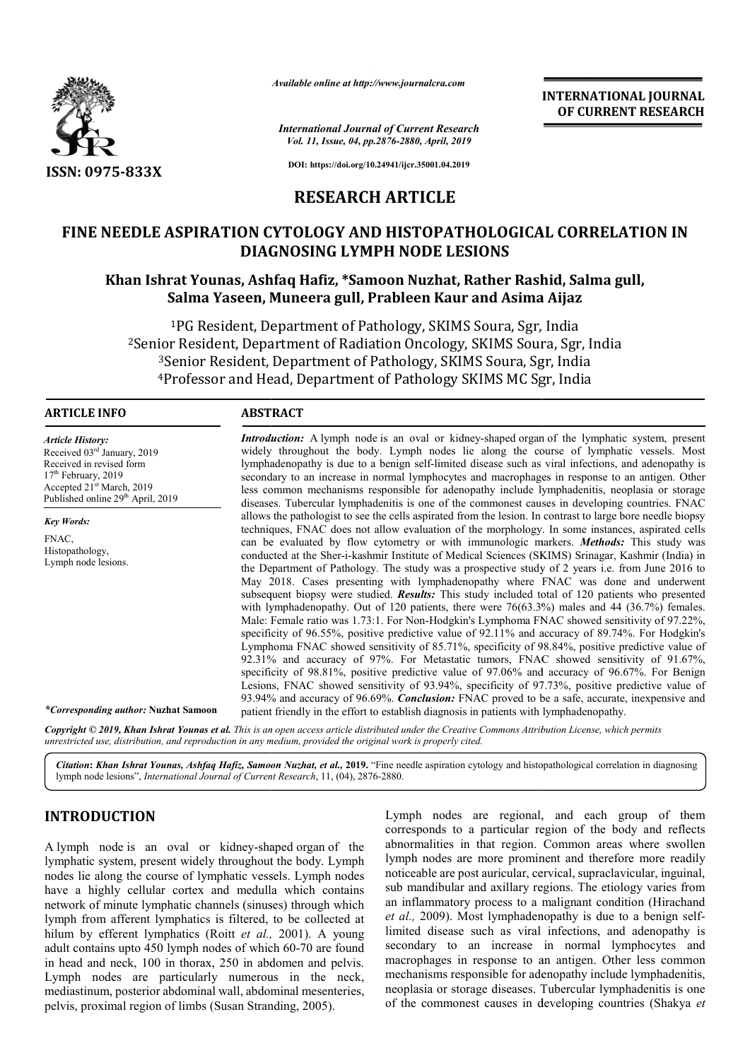ISSN: 0975-833X

*Available online at http://www.journalcra.com*

*International Journal of Current Research*
*Vol. 11, Issue, 04, pp.2876-2880, April, 2019*

DOI: https://doi.org/10.24941/ijcr.35001.04.2019

**INTERNATIONAL JOURNAL OF CURRENT RESEARCH**

# RESEARCH ARTICLE

# FINE NEEDLE ASPIRATION CYTOLOGY AND HISTOPATHOLOGICAL CORRELATION IN DIAGNOSING LYMPH NODE LESIONS

**Khan Ishrat Younas, Ashfaq Hafiz, \*Samoon Nuzhat, Rather Rashid, Salma gull, Salma Yaseen, Muneera gull, Prableen Kaur and Asima Aijaz**

[1]PG Resident, Department of Pathology, SKIMS Soura, Sgr, India
[2]Senior Resident, Department of Radiation Oncology, SKIMS Soura, Sgr, India
[3]Senior Resident, Department of Pathology, SKIMS Soura, Sgr, India
[4]Professor and Head, Department of Pathology SKIMS MC Sgr, India

## ARTICLE INFO

*Article History:*
Received 03rd January, 2019
Received in revised form
17th February, 2019
Accepted 21st March, 2019
Published online 29th April, 2019

*Key Words:*
FNAC,
Histopathology,
Lymph node lesions.

*\*Corresponding author:* **Nuzhat Samoon**

## ABSTRACT

***Introduction:*** A lymph node is an oval or kidney-shaped organ of the lymphatic system, present widely throughout the body. Lymph nodes lie along the course of lymphatic vessels. Most lymphadenopathy is due to a benign self-limited disease such as viral infections, and adenopathy is secondary to an increase in normal lymphocytes and macrophages in response to an antigen. Other less common mechanisms responsible for adenopathy include lymphadenitis, neoplasia or storage diseases. Tubercular lymphadenitis is one of the commonest causes in developing countries. FNAC allows the pathologist to see the cells aspirated from the lesion. In contrast to large bore needle biopsy techniques, FNAC does not allow evaluation of the morphology. In some instances, aspirated cells can be evaluated by flow cytometry or with immunologic markers. ***Methods:*** This study was conducted at the Sher-i-kashmir Institute of Medical Sciences (SKIMS) Srinagar, Kashmir (India) in the Department of Pathology. The study was a prospective study of 2 years i.e. from June 2016 to May 2018. Cases presenting with lymphadenopathy where FNAC was done and underwent subsequent biopsy were studied. ***Results:*** This study included total of 120 patients who presented with lymphadenopathy. Out of 120 patients, there were 76(63.3%) males and 44 (36.7%) females. Male: Female ratio was 1.73:1. For Non-Hodgkin's Lymphoma FNAC showed sensitivity of 97.22%, specificity of 96.55%, positive predictive value of 92.11% and accuracy of 89.74%. For Hodgkin's Lymphoma FNAC showed sensitivity of 85.71%, specificity of 98.84%, positive predictive value of 92.31% and accuracy of 97%. For Metastatic tumors, FNAC showed sensitivity of 91.67%, specificity of 98.81%, positive predictive value of 97.06% and accuracy of 96.67%. For Benign Lesions, FNAC showed sensitivity of 93.94%, specificity of 97.73%, positive predictive value of 93.94% and accuracy of 96.69%. ***Conclusion:*** FNAC proved to be a safe, accurate, inexpensive and patient friendly in the effort to establish diagnosis in patients with lymphadenopathy.

*Copyright © 2019, Khan Ishrat Younas et al. This is an open access article distributed under the Creative Commons Attribution License, which permits unrestricted use, distribution, and reproduction in any medium, provided the original work is properly cited.*

**Citation: *Khan Ishrat Younas, Ashfaq Hafiz, Samoon Nuzhat, et al.,* 2019.** "Fine needle aspiration cytology and histopathological correlation in diagnosing lymph node lesions", *International Journal of Current Research*, 11, (04), 2876-2880.

## INTRODUCTION

A lymph node is an oval or kidney-shaped organ of the lymphatic system, present widely throughout the body. Lymph nodes lie along the course of lymphatic vessels. Lymph nodes have a highly cellular cortex and medulla which contains network of minute lymphatic channels (sinuses) through which lymph from afferent lymphatics is filtered, to be collected at hilum by efferent lymphatics (Roitt *et al.,* 2001). A young adult contains upto 450 lymph nodes of which 60-70 are found in head and neck, 100 in thorax, 250 in abdomen and pelvis. Lymph nodes are particularly numerous in the neck, mediastinum, posterior abdominal wall, abdominal mesenteries, pelvis, proximal region of limbs (Susan Stranding, 2005).

Lymph nodes are regional, and each group of them corresponds to a particular region of the body and reflects abnormalities in that region. Common areas where swollen lymph nodes are more prominent and therefore more readily noticeable are post auricular, cervical, supraclavicular, inguinal, sub mandibular and axillary regions. The etiology varies from an inflammatory process to a malignant condition (Hirachand *et al.,* 2009). Most lymphadenopathy is due to a benign self-limited disease such as viral infections, and adenopathy is secondary to an increase in normal lymphocytes and macrophages in response to an antigen. Other less common mechanisms responsible for adenopathy include lymphadenitis, neoplasia or storage diseases. Tubercular lymphadenitis is one of the commonest causes in developing countries (Shakya *et*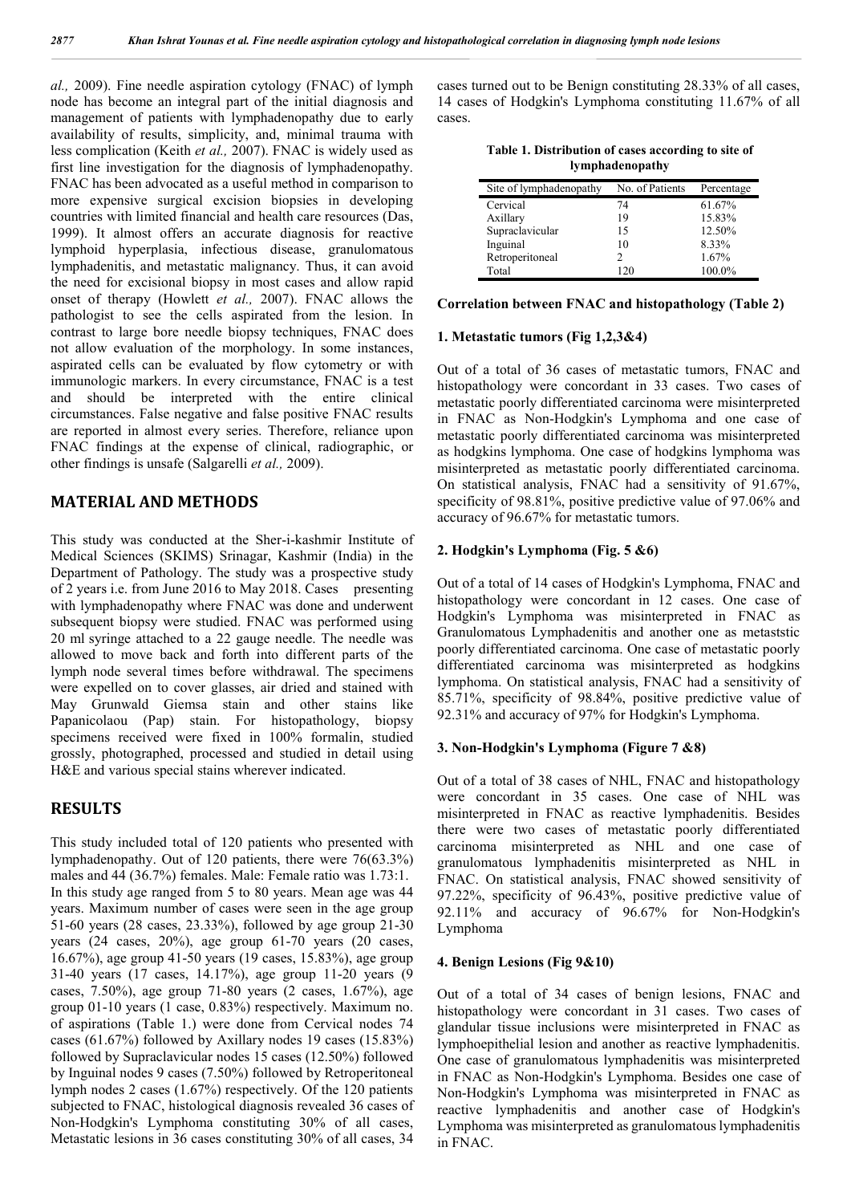al., 2009). Fine needle aspiration cytology (FNAC) of lymph node has become an integral part of the initial diagnosis and management of patients with lymphadenopathy due to early availability of results, simplicity, and, minimal trauma with less complication (Keith *et al.,* 2007). FNAC is widely used as first line investigation for the diagnosis of lymphadenopathy. FNAC has been advocated as a useful method in comparison to more expensive surgical excision biopsies in developing countries with limited financial and health care resources (Das, 1999). It almost offers an accurate diagnosis for reactive lymphoid hyperplasia, infectious disease, granulomatous lymphadenitis, and metastatic malignancy. Thus, it can avoid the need for excisional biopsy in most cases and allow rapid onset of therapy (Howlett *et al.,* 2007). FNAC allows the pathologist to see the cells aspirated from the lesion. In contrast to large bore needle biopsy techniques, FNAC does not allow evaluation of the morphology. In some instances, aspirated cells can be evaluated by flow cytometry or with immunologic markers. In every circumstance, FNAC is a test and should be interpreted with the entire clinical circumstances. False negative and false positive FNAC results are reported in almost every series. Therefore, reliance upon FNAC findings at the expense of clinical, radiographic, or other findings is unsafe (Salgarelli *et al.,* 2009).

## MATERIAL AND METHODS

This study was conducted at the Sher-i-kashmir Institute of Medical Sciences (SKIMS) Srinagar, Kashmir (India) in the Department of Pathology. The study was a prospective study of 2 years i.e. from June 2016 to May 2018. Cases presenting with lymphadenopathy where FNAC was done and underwent subsequent biopsy were studied. FNAC was performed using 20 ml syringe attached to a 22 gauge needle. The needle was allowed to move back and forth into different parts of the lymph node several times before withdrawal. The specimens were expelled on to cover glasses, air dried and stained with May Grunwald Giemsa stain and other stains like Papanicolaou (Pap) stain. For histopathology, biopsy specimens received were fixed in 100% formalin, studied grossly, photographed, processed and studied in detail using H&E and various special stains wherever indicated.

## RESULTS

This study included total of 120 patients who presented with lymphadenopathy. Out of 120 patients, there were 76(63.3%) males and 44 (36.7%) females. Male: Female ratio was 1.73:1. In this study age ranged from 5 to 80 years. Mean age was 44 years. Maximum number of cases were seen in the age group 51-60 years (28 cases, 23.33%), followed by age group 21-30 years (24 cases, 20%), age group 61-70 years (20 cases, 16.67%), age group 41-50 years (19 cases, 15.83%), age group 31-40 years (17 cases, 14.17%), age group 11-20 years (9 cases, 7.50%), age group 71-80 years (2 cases, 1.67%), age group 01-10 years (1 case, 0.83%) respectively. Maximum no. of aspirations (Table 1.) were done from Cervical nodes 74 cases (61.67%) followed by Axillary nodes 19 cases (15.83%) followed by Supraclavicular nodes 15 cases (12.50%) followed by Inguinal nodes 9 cases (7.50%) followed by Retroperitoneal lymph nodes 2 cases (1.67%) respectively. Of the 120 patients subjected to FNAC, histological diagnosis revealed 36 cases of Non-Hodgkin's Lymphoma constituting 30% of all cases, Metastatic lesions in 36 cases constituting 30% of all cases, 34 cases turned out to be Benign constituting 28.33% of all cases, 14 cases of Hodgkin's Lymphoma constituting 11.67% of all cases.

**Table 1. Distribution of cases according to site of lymphadenopathy**

| Site of lymphadenopathy | No. of Patients | Percentage |
|---|---|---|
| Cervical | 74 | 61.67% |
| Axillary | 19 | 15.83% |
| Supraclavicular | 15 | 12.50% |
| Inguinal | 10 | 8.33% |
| Retroperitoneal | 2 | 1.67% |
| Total | 120 | 100.0% |

**Correlation between FNAC and histopathology (Table 2)**

**1. Metastatic tumors (Fig 1,2,3&4)**

Out of a total of 36 cases of metastatic tumors, FNAC and histopathology were concordant in 33 cases. Two cases of metastatic poorly differentiated carcinoma were misinterpreted in FNAC as Non-Hodgkin's Lymphoma and one case of metastatic poorly differentiated carcinoma was misinterpreted as hodgkins lymphoma. One case of hodgkins lymphoma was misinterpreted as metastatic poorly differentiated carcinoma. On statistical analysis, FNAC had a sensitivity of 91.67%, specificity of 98.81%, positive predictive value of 97.06% and accuracy of 96.67% for metastatic tumors.

**2. Hodgkin's Lymphoma (Fig. 5 &6)**

Out of a total of 14 cases of Hodgkin's Lymphoma, FNAC and histopathology were concordant in 12 cases. One case of Hodgkin's Lymphoma was misinterpreted in FNAC as Granulomatous Lymphadenitis and another one as metaststic poorly differentiated carcinoma. One case of metastatic poorly differentiated carcinoma was misinterpreted as hodgkins lymphoma. On statistical analysis, FNAC had a sensitivity of 85.71%, specificity of 98.84%, positive predictive value of 92.31% and accuracy of 97% for Hodgkin's Lymphoma.

**3. Non-Hodgkin's Lymphoma (Figure 7 &8)**

Out of a total of 38 cases of NHL, FNAC and histopathology were concordant in 35 cases. One case of NHL was misinterpreted in FNAC as reactive lymphadenitis. Besides there were two cases of metastatic poorly differentiated carcinoma misinterpreted as NHL and one case of granulomatous lymphadenitis misinterpreted as NHL in FNAC. On statistical analysis, FNAC showed sensitivity of 97.22%, specificity of 96.43%, positive predictive value of 92.11% and accuracy of 96.67% for Non-Hodgkin's Lymphoma

**4. Benign Lesions (Fig 9&10)**

Out of a total of 34 cases of benign lesions, FNAC and histopathology were concordant in 31 cases. Two cases of glandular tissue inclusions were misinterpreted in FNAC as lymphoepithelial lesion and another as reactive lymphadenitis. One case of granulomatous lymphadenitis was misinterpreted in FNAC as Non-Hodgkin's Lymphoma. Besides one case of Non-Hodgkin's Lymphoma was misinterpreted in FNAC as reactive lymphadenitis and another case of Hodgkin's Lymphoma was misinterpreted as granulomatous lymphadenitis in FNAC.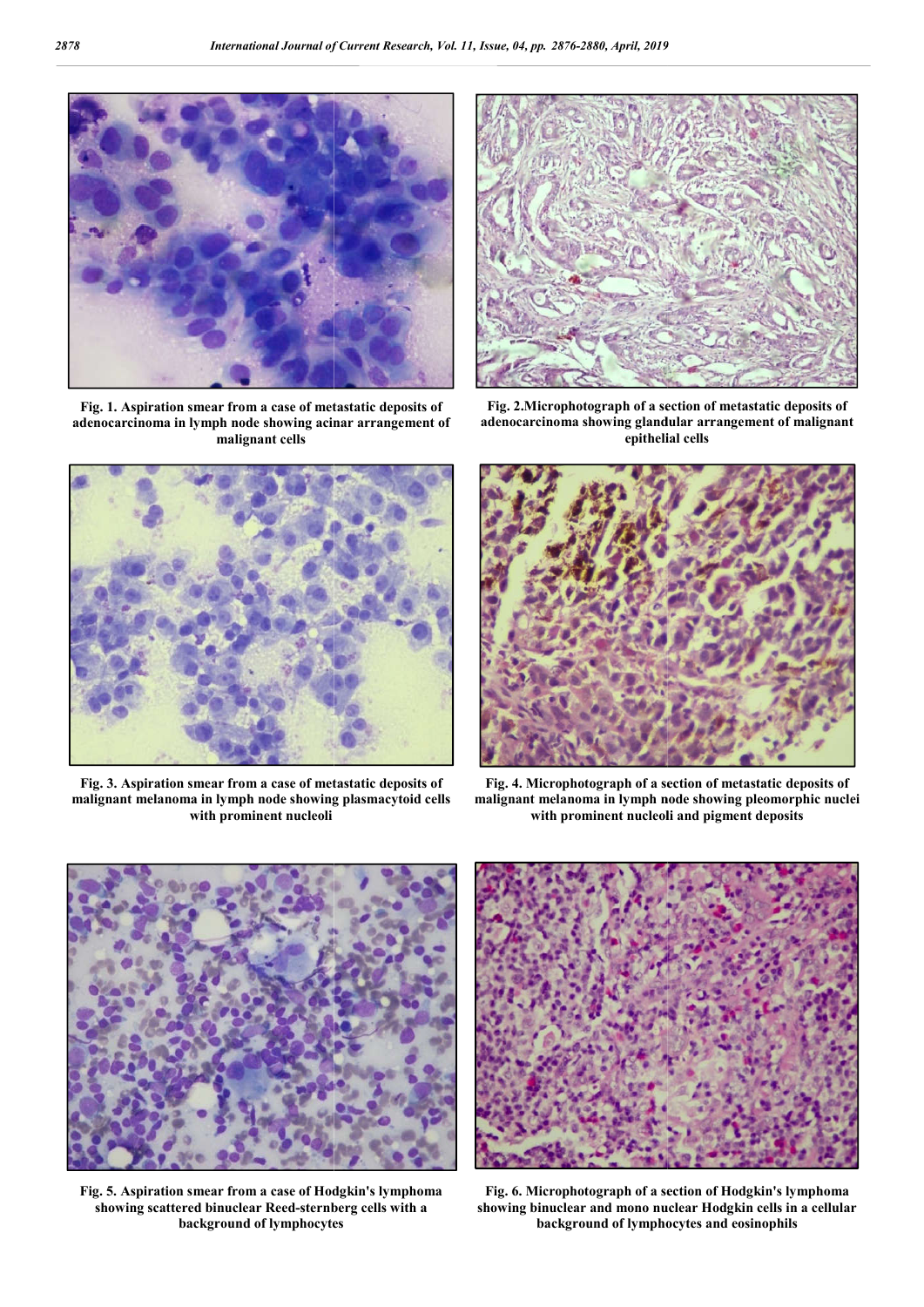Fig. 1. Aspiration smear from a case of metastatic deposits of adenocarcinoma in lymph node showing acinar arrangement of malignant cells

Fig. 2.Microphotograph of a section of metastatic deposits of adenocarcinoma showing glandular arrangement of malignant epithelial cells

Fig. 3. Aspiration smear from a case of metastatic deposits of malignant melanoma in lymph node showing plasmacytoid cells with prominent nucleoli

Fig. 4. Microphotograph of a section of metastatic deposits of malignant melanoma in lymph node showing pleomorphic nuclei with prominent nucleoli and pigment deposits

Fig. 5. Aspiration smear from a case of Hodgkin's lymphoma showing scattered binuclear Reed-sternberg cells with a background of lymphocytes

Fig. 6. Microphotograph of a section of Hodgkin's lymphoma showing binuclear and mono nuclear Hodgkin cells in a cellular background of lymphocytes and eosinophils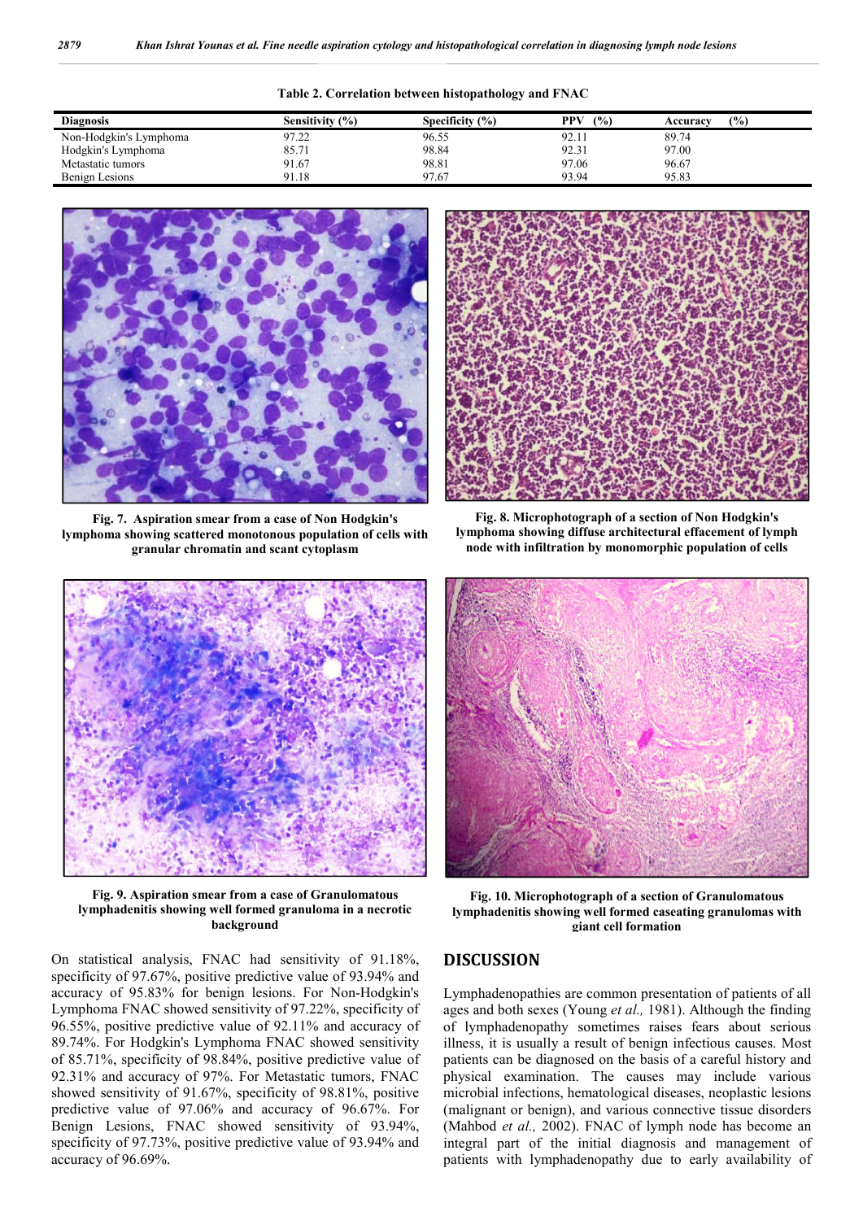**Table 2. Correlation between histopathology and FNAC**

| Diagnosis | Sensitivity (%) | Specificity (%) | PPV (%) | Accuracy (%) |
|---|---|---|---|---|
| Non-Hodgkin's Lymphoma | 97.22 | 96.55 | 92.11 | 89.74 |
| Hodgkin's Lymphoma | 85.71 | 98.84 | 92.31 | 97.00 |
| Metastatic tumors | 91.67 | 98.81 | 97.06 | 96.67 |
| Benign Lesions | 91.18 | 97.67 | 93.94 | 95.83 |

**Fig. 7. Aspiration smear from a case of Non Hodgkin's lymphoma showing scattered monotonous population of cells with granular chromatin and scant cytoplasm**

**Fig. 8. Microphotograph of a section of Non Hodgkin's lymphoma showing diffuse architectural effacement of lymph node with infiltration by monomorphic population of cells**

**Fig. 9. Aspiration smear from a case of Granulomatous lymphadenitis showing well formed granuloma in a necrotic background**

**Fig. 10. Microphotograph of a section of Granulomatous lymphadenitis showing well formed caseating granulomas with giant cell formation**

On statistical analysis, FNAC had sensitivity of 91.18%, specificity of 97.67%, positive predictive value of 93.94% and accuracy of 95.83% for benign lesions. For Non-Hodgkin's Lymphoma FNAC showed sensitivity of 97.22%, specificity of 96.55%, positive predictive value of 92.11% and accuracy of 89.74%. For Hodgkin's Lymphoma FNAC showed sensitivity of 85.71%, specificity of 98.84%, positive predictive value of 92.31% and accuracy of 97%. For Metastatic tumors, FNAC showed sensitivity of 91.67%, specificity of 98.81%, positive predictive value of 97.06% and accuracy of 96.67%. For Benign Lesions, FNAC showed sensitivity of 93.94%, specificity of 97.73%, positive predictive value of 93.94% and accuracy of 96.69%.

## DISCUSSION

Lymphadenopathies are common presentation of patients of all ages and both sexes (Young *et al.,* 1981). Although the finding of lymphadenopathy sometimes raises fears about serious illness, it is usually a result of benign infectious causes. Most patients can be diagnosed on the basis of a careful history and physical examination. The causes may include various microbial infections, hematological diseases, neoplastic lesions (malignant or benign), and various connective tissue disorders (Mahbod *et al.,* 2002). FNAC of lymph node has become an integral part of the initial diagnosis and management of patients with lymphadenopathy due to early availability of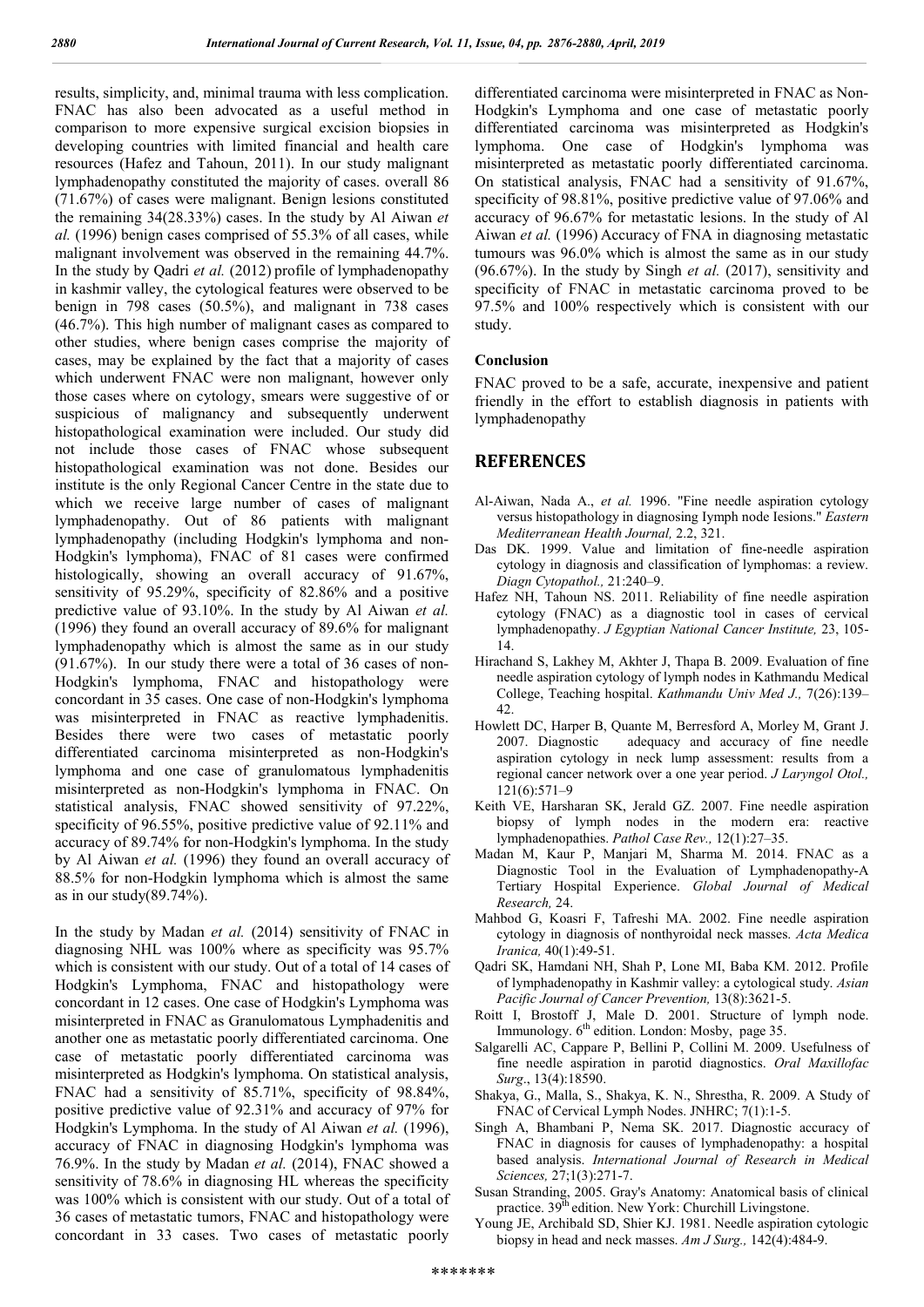results, simplicity, and, minimal trauma with less complication. FNAC has also been advocated as a useful method in comparison to more expensive surgical excision biopsies in developing countries with limited financial and health care resources (Hafez and Tahoun, 2011). In our study malignant lymphadenopathy constituted the majority of cases. overall 86 (71.67%) of cases were malignant. Benign lesions constituted the remaining 34(28.33%) cases. In the study by Al Aiwan *et al.* (1996) benign cases comprised of 55.3% of all cases, while malignant involvement was observed in the remaining 44.7%. In the study by Qadri *et al.* (2012) profile of lymphadenopathy in kashmir valley, the cytological features were observed to be benign in 798 cases (50.5%), and malignant in 738 cases (46.7%). This high number of malignant cases as compared to other studies, where benign cases comprise the majority of cases, may be explained by the fact that a majority of cases which underwent FNAC were non malignant, however only those cases where on cytology, smears were suggestive of or suspicious of malignancy and subsequently underwent histopathological examination were included. Our study did not include those cases of FNAC whose subsequent histopathological examination was not done. Besides our institute is the only Regional Cancer Centre in the state due to which we receive large number of cases of malignant lymphadenopathy. Out of 86 patients with malignant lymphadenopathy (including Hodgkin's lymphoma and non-Hodgkin's lymphoma), FNAC of 81 cases were confirmed histologically, showing an overall accuracy of 91.67%, sensitivity of 95.29%, specificity of 82.86% and a positive predictive value of 93.10%. In the study by Al Aiwan *et al.* (1996) they found an overall accuracy of 89.6% for malignant lymphadenopathy which is almost the same as in our study (91.67%). In our study there were a total of 36 cases of non-Hodgkin's lymphoma, FNAC and histopathology were concordant in 35 cases. One case of non-Hodgkin's lymphoma was misinterpreted in FNAC as reactive lymphadenitis. Besides there were two cases of metastatic poorly differentiated carcinoma misinterpreted as non-Hodgkin's lymphoma and one case of granulomatous lymphadenitis misinterpreted as non-Hodgkin's lymphoma in FNAC. On statistical analysis, FNAC showed sensitivity of 97.22%, specificity of 96.55%, positive predictive value of 92.11% and accuracy of 89.74% for non-Hodgkin's lymphoma. In the study by Al Aiwan *et al.* (1996) they found an overall accuracy of 88.5% for non-Hodgkin lymphoma which is almost the same as in our study(89.74%).

In the study by Madan *et al.* (2014) sensitivity of FNAC in diagnosing NHL was 100% where as specificity was 95.7% which is consistent with our study. Out of a total of 14 cases of Hodgkin's Lymphoma, FNAC and histopathology were concordant in 12 cases. One case of Hodgkin's Lymphoma was misinterpreted in FNAC as Granulomatous Lymphadenitis and another one as metastatic poorly differentiated carcinoma. One case of metastatic poorly differentiated carcinoma was misinterpreted as Hodgkin's lymphoma. On statistical analysis, FNAC had a sensitivity of 85.71%, specificity of 98.84%, positive predictive value of 92.31% and accuracy of 97% for Hodgkin's Lymphoma. In the study of Al Aiwan *et al.* (1996), accuracy of FNAC in diagnosing Hodgkin's lymphoma was 76.9%. In the study by Madan *et al.* (2014), FNAC showed a sensitivity of 78.6% in diagnosing HL whereas the specificity was 100% which is consistent with our study. Out of a total of 36 cases of metastatic tumors, FNAC and histopathology were concordant in 33 cases. Two cases of metastatic poorly differentiated carcinoma were misinterpreted in FNAC as Non-Hodgkin's Lymphoma and one case of metastatic poorly differentiated carcinoma was misinterpreted as Hodgkin's lymphoma. One case of Hodgkin's lymphoma was misinterpreted as metastatic poorly differentiated carcinoma. On statistical analysis, FNAC had a sensitivity of 91.67%, specificity of 98.81%, positive predictive value of 97.06% and accuracy of 96.67% for metastatic lesions. In the study of Al Aiwan *et al.* (1996) Accuracy of FNA in diagnosing metastatic tumours was 96.0% which is almost the same as in our study (96.67%). In the study by Singh *et al.* (2017), sensitivity and specificity of FNAC in metastatic carcinoma proved to be 97.5% and 100% respectively which is consistent with our study.

## Conclusion

FNAC proved to be a safe, accurate, inexpensive and patient friendly in the effort to establish diagnosis in patients with lymphadenopathy

## REFERENCES

Al-Aiwan, Nada A., *et al.* 1996. "Fine needle aspiration cytology versus histopathology in diagnosing lymph node lesions." *Eastern Mediterranean Health Journal,* 2.2, 321.

Das DK. 1999. Value and limitation of fine-needle aspiration cytology in diagnosis and classification of lymphomas: a review. *Diagn Cytopathol.,* 21:240–9.

Hafez NH, Tahoun NS. 2011. Reliability of fine needle aspiration cytology (FNAC) as a diagnostic tool in cases of cervical lymphadenopathy. *J Egyptian National Cancer Institute,* 23, 105-14.

Hirachand S, Lakhey M, Akhter J, Thapa B. 2009. Evaluation of fine needle aspiration cytology of lymph nodes in Kathmandu Medical College, Teaching hospital. *Kathmandu Univ Med J.,* 7(26):139–42.

Howlett DC, Harper B, Quante M, Berresford A, Morley M, Grant J. 2007. Diagnostic adequacy and accuracy of fine needle aspiration cytology in neck lump assessment: results from a regional cancer network over a one year period. *J Laryngol Otol.,* 121(6):571–9

Keith VE, Harsharan SK, Jerald GZ. 2007. Fine needle aspiration biopsy of lymph nodes in the modern era: reactive lymphadenopathies. *Pathol Case Rev.,* 12(1):27–35.

Madan M, Kaur P, Manjari M, Sharma M. 2014. FNAC as a Diagnostic Tool in the Evaluation of Lymphadenopathy-A Tertiary Hospital Experience. *Global Journal of Medical Research,* 24.

Mahbod G, Koasri F, Tafreshi MA. 2002. Fine needle aspiration cytology in diagnosis of nonthyroidal neck masses. *Acta Medica Iranica,* 40(1):49-51.

Qadri SK, Hamdani NH, Shah P, Lone MI, Baba KM. 2012. Profile of lymphadenopathy in Kashmir valley: a cytological study. *Asian Pacific Journal of Cancer Prevention,* 13(8):3621-5.

Roitt I, Brostoff J, Male D. 2001. Structure of lymph node. Immunology. 6th edition. London: Mosby, page 35.

Salgarelli AC, Cappare P, Bellini P, Collini M. 2009. Usefulness of fine needle aspiration in parotid diagnostics. *Oral Maxillofac Surg*., 13(4):18590.

Shakya, G., Malla, S., Shakya, K. N., Shrestha, R. 2009. A Study of FNAC of Cervical Lymph Nodes. JNHRC; 7(1):1-5.

Singh A, Bhambani P, Nema SK. 2017. Diagnostic accuracy of FNAC in diagnosis for causes of lymphadenopathy: a hospital based analysis. *International Journal of Research in Medical Sciences,* 27;1(3):271-7.

Susan Stranding, 2005. Gray's Anatomy: Anatomical basis of clinical practice. 39th edition. New York: Churchill Livingstone.

Young JE, Archibald SD, Shier KJ. 1981. Needle aspiration cytologic biopsy in head and neck masses. *Am J Surg.,* 142(4):484-9.

\*\*\*\*\*\*\*